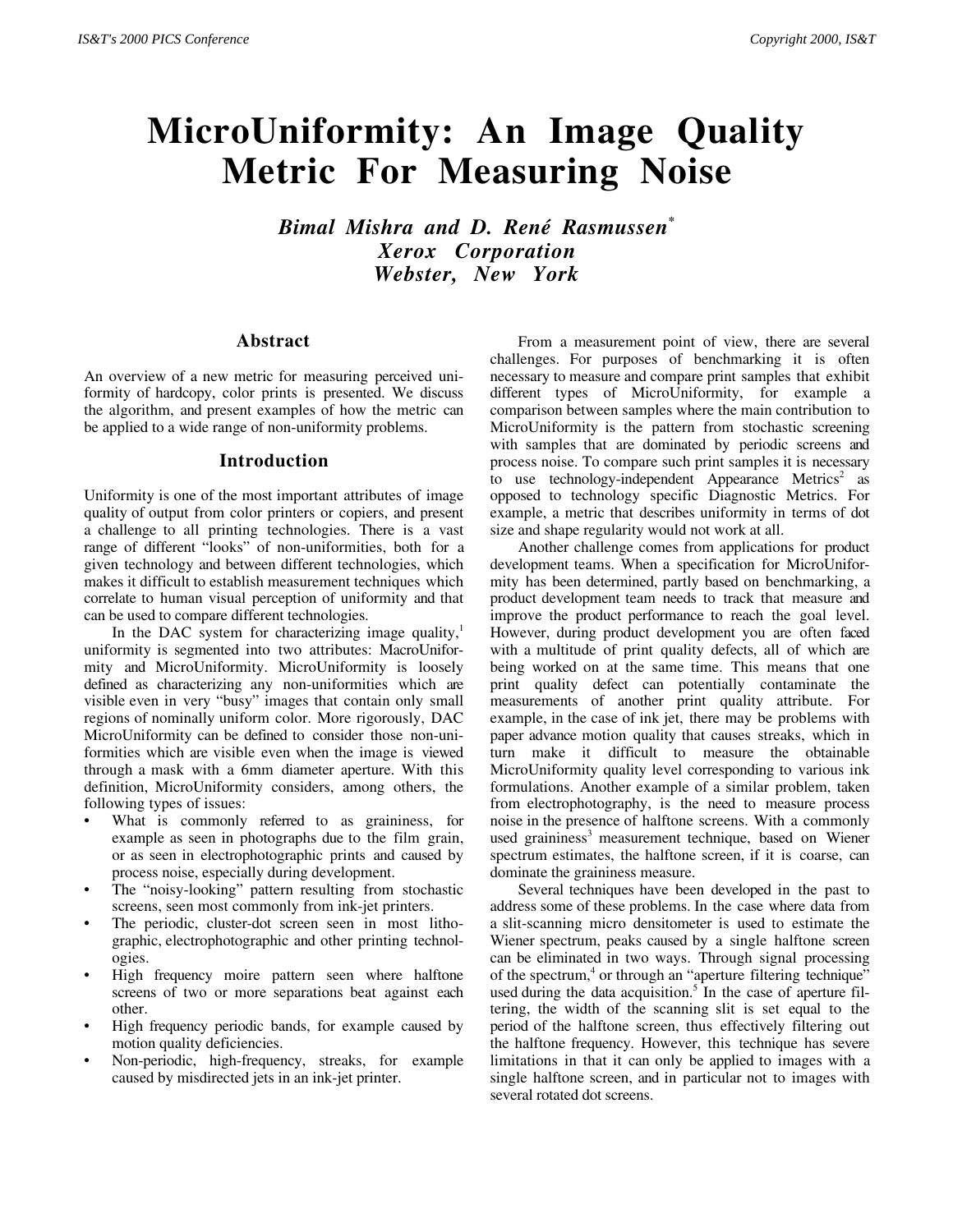# MicroUniformity: An Image Quality Metric For Measuring Noise

***Bimal Mishra and D. René Rasmussen*** [*]
***Xerox Corporation***
***Webster, New York***

## Abstract

An overview of a new metric for measuring perceived uniformity of hardcopy, color prints is presented. We discuss the algorithm, and present examples of how the metric can be applied to a wide range of non-uniformity problems.

## Introduction

Uniformity is one of the most important attributes of image quality of output from color printers or copiers, and present a challenge to all printing technologies. There is a vast range of different "looks" of non-uniformities, both for a given technology and between different technologies, which makes it difficult to establish measurement techniques which correlate to human visual perception of uniformity and that can be used to compare different technologies.

In the DAC system for characterizing image quality,[1] uniformity is segmented into two attributes: MacroUniformity and MicroUniformity. MicroUniformity is loosely defined as characterizing any non-uniformities which are visible even in very "busy" images that contain only small regions of nominally uniform color. More rigorously, DAC MicroUniformity can be defined to consider those non-uniformities which are visible even when the image is viewed through a mask with a 6mm diameter aperture. With this definition, MicroUniformity considers, among others, the following types of issues:

- What is commonly referred to as graininess, for example as seen in photographs due to the film grain, or as seen in electrophotographic prints and caused by process noise, especially during development.
- The "noisy-looking" pattern resulting from stochastic screens, seen most commonly from ink-jet printers.
- The periodic, cluster-dot screen seen in most lithographic, electrophotographic and other printing technologies.
- High frequency moire pattern seen where halftone screens of two or more separations beat against each other.
- High frequency periodic bands, for example caused by motion quality deficiencies.
- Non-periodic, high-frequency, streaks, for example caused by misdirected jets in an ink-jet printer.

From a measurement point of view, there are several challenges. For purposes of benchmarking it is often necessary to measure and compare print samples that exhibit different types of MicroUniformity, for example a comparison between samples where the main contribution to MicroUniformity is the pattern from stochastic screening with samples that are dominated by periodic screens and process noise. To compare such print samples it is necessary to use technology-independent Appearance Metrics[2] as opposed to technology specific Diagnostic Metrics. For example, a metric that describes uniformity in terms of dot size and shape regularity would not work at all.

Another challenge comes from applications for product development teams. When a specification for MicroUniformity has been determined, partly based on benchmarking, a product development team needs to track that measure and improve the product performance to reach the goal level. However, during product development you are often faced with a multitude of print quality defects, all of which are being worked on at the same time. This means that one print quality defect can potentially contaminate the measurements of another print quality attribute. For example, in the case of ink jet, there may be problems with paper advance motion quality that causes streaks, which in turn make it difficult to measure the obtainable MicroUniformity quality level corresponding to various ink formulations. Another example of a similar problem, taken from electrophotography, is the need to measure process noise in the presence of halftone screens. With a commonly used graininess[3] measurement technique, based on Wiener spectrum estimates, the halftone screen, if it is coarse, can dominate the graininess measure.

Several techniques have been developed in the past to address some of these problems. In the case where data from a slit-scanning micro densitometer is used to estimate the Wiener spectrum, peaks caused by a single halftone screen can be eliminated in two ways. Through signal processing of the spectrum,[4] or through an "aperture filtering technique" used during the data acquisition.[5] In the case of aperture filtering, the width of the scanning slit is set equal to the period of the halftone screen, thus effectively filtering out the halftone frequency. However, this technique has severe limitations in that it can only be applied to images with a single halftone screen, and in particular not to images with several rotated dot screens.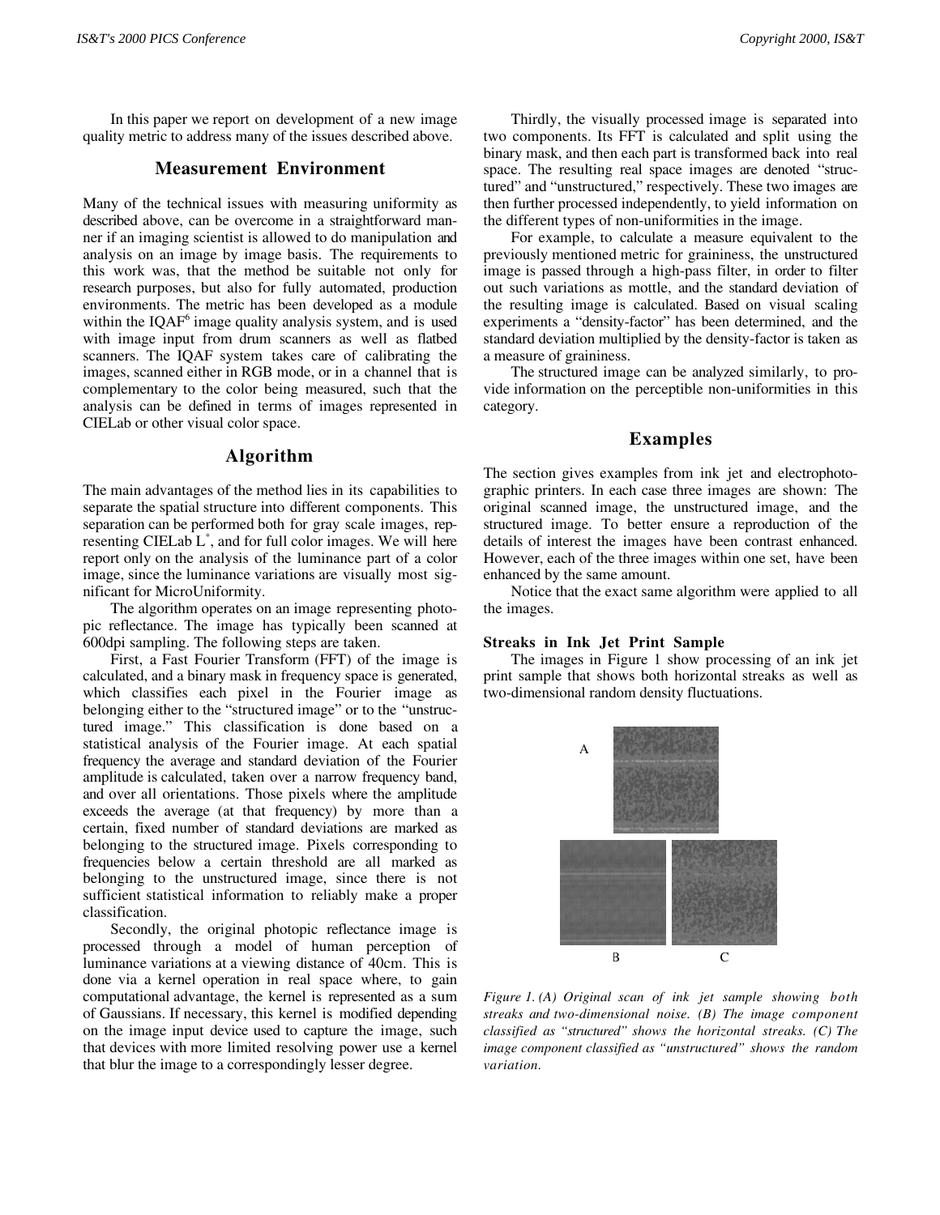In this paper we report on development of a new image quality metric to address many of the issues described above.

## Measurement Environment

Many of the technical issues with measuring uniformity as described above, can be overcome in a straightforward manner if an imaging scientist is allowed to do manipulation and analysis on an image by image basis. The requirements to this work was, that the method be suitable not only for research purposes, but also for fully automated, production environments. The metric has been developed as a module within the IQAF[6] image quality analysis system, and is used with image input from drum scanners as well as flatbed scanners. The IQAF system takes care of calibrating the images, scanned either in RGB mode, or in a channel that is complementary to the color being measured, such that the analysis can be defined in terms of images represented in CIELab or other visual color space.

## Algorithm

The main advantages of the method lies in its capabilities to separate the spatial structure into different components. This separation can be performed both for gray scale images, representing CIELab $L^*$, and for full color images. We will here report only on the analysis of the luminance part of a color image, since the luminance variations are visually most significant for MicroUniformity.

The algorithm operates on an image representing photopic reflectance. The image has typically been scanned at 600dpi sampling. The following steps are taken.

First, a Fast Fourier Transform (FFT) of the image is calculated, and a binary mask in frequency space is generated, which classifies each pixel in the Fourier image as belonging either to the "structured image" or to the "unstructured image." This classification is done based on a statistical analysis of the Fourier image. At each spatial frequency the average and standard deviation of the Fourier amplitude is calculated, taken over a narrow frequency band, and over all orientations. Those pixels where the amplitude exceeds the average (at that frequency) by more than a certain, fixed number of standard deviations are marked as belonging to the structured image. Pixels corresponding to frequencies below a certain threshold are all marked as belonging to the unstructured image, since there is not sufficient statistical information to reliably make a proper classification.

Secondly, the original photopic reflectance image is processed through a model of human perception of luminance variations at a viewing distance of 40cm. This is done via a kernel operation in real space where, to gain computational advantage, the kernel is represented as a sum of Gaussians. If necessary, this kernel is modified depending on the image input device used to capture the image, such that devices with more limited resolving power use a kernel that blur the image to a correspondingly lesser degree.

Thirdly, the visually processed image is separated into two components. Its FFT is calculated and split using the binary mask, and then each part is transformed back into real space. The resulting real space images are denoted "structured" and "unstructured," respectively. These two images are then further processed independently, to yield information on the different types of non-uniformities in the image.

For example, to calculate a measure equivalent to the previously mentioned metric for graininess, the unstructured image is passed through a high-pass filter, in order to filter out such variations as mottle, and the standard deviation of the resulting image is calculated. Based on visual scaling experiments a "density-factor" has been determined, and the standard deviation multiplied by the density-factor is taken as a measure of graininess.

The structured image can be analyzed similarly, to provide information on the perceptible non-uniformities in this category.

## Examples

The section gives examples from ink jet and electrophotographic printers. In each case three images are shown: The original scanned image, the unstructured image, and the structured image. To better ensure a reproduction of the details of interest the images have been contrast enhanced. However, each of the three images within one set, have been enhanced by the same amount.

Notice that the exact same algorithm were applied to all the images.

### Streaks in Ink Jet Print Sample

The images in Figure 1 show processing of an ink jet print sample that shows both horizontal streaks as well as two-dimensional random density fluctuations.

*Figure 1. (A) Original scan of ink jet sample showing both streaks and two-dimensional noise. (B) The image component classified as "structured" shows the horizontal streaks. (C) The image component classified as "unstructured" shows the random variation.*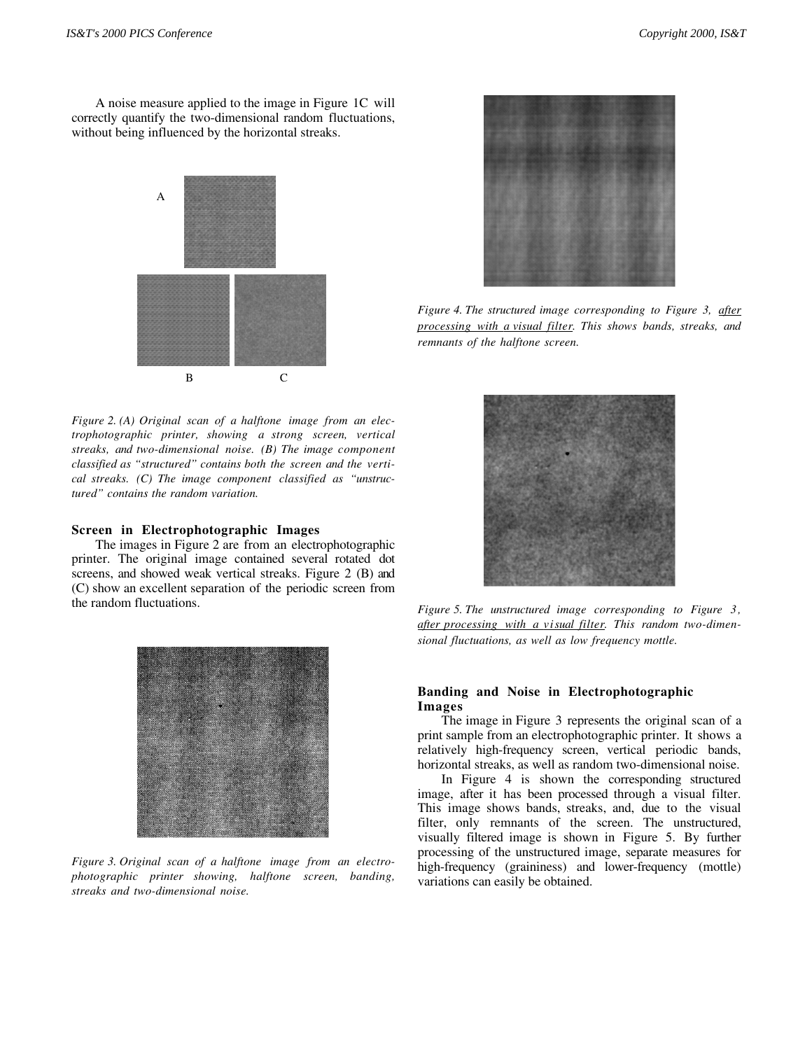A noise measure applied to the image in Figure 1C will correctly quantify the two-dimensional random fluctuations, without being influenced by the horizontal streaks.

*Figure 2. (A) Original scan of a halftone image from an electrophotographic printer, showing a strong screen, vertical streaks, and two-dimensional noise. (B) The image component classified as "structured" contains both the screen and the vertical streaks. (C) The image component classified as "unstructured" contains the random variation.*

### Screen in Electrophotographic Images

The images in Figure 2 are from an electrophotographic printer. The original image contained several rotated dot screens, and showed weak vertical streaks. Figure 2 (B) and (C) show an excellent separation of the periodic screen from the random fluctuations.

*Figure 3. Original scan of a halftone image from an electrophotographic printer showing, halftone screen, banding, streaks and two-dimensional noise.*

*Figure 4. The structured image corresponding to Figure 3, after processing with a visual filter. This shows bands, streaks, and remnants of the halftone screen.*

*Figure 5. The unstructured image corresponding to Figure 3, after processing with a visual filter. This random two-dimensional fluctuations, as well as low frequency mottle.*

### Banding and Noise in Electrophotographic Images

The image in Figure 3 represents the original scan of a print sample from an electrophotographic printer. It shows a relatively high-frequency screen, vertical periodic bands, horizontal streaks, as well as random two-dimensional noise.

In Figure 4 is shown the corresponding structured image, after it has been processed through a visual filter. This image shows bands, streaks, and, due to the visual filter, only remnants of the screen. The unstructured, visually filtered image is shown in Figure 5. By further processing of the unstructured image, separate measures for high-frequency (graininess) and lower-frequency (mottle) variations can easily be obtained.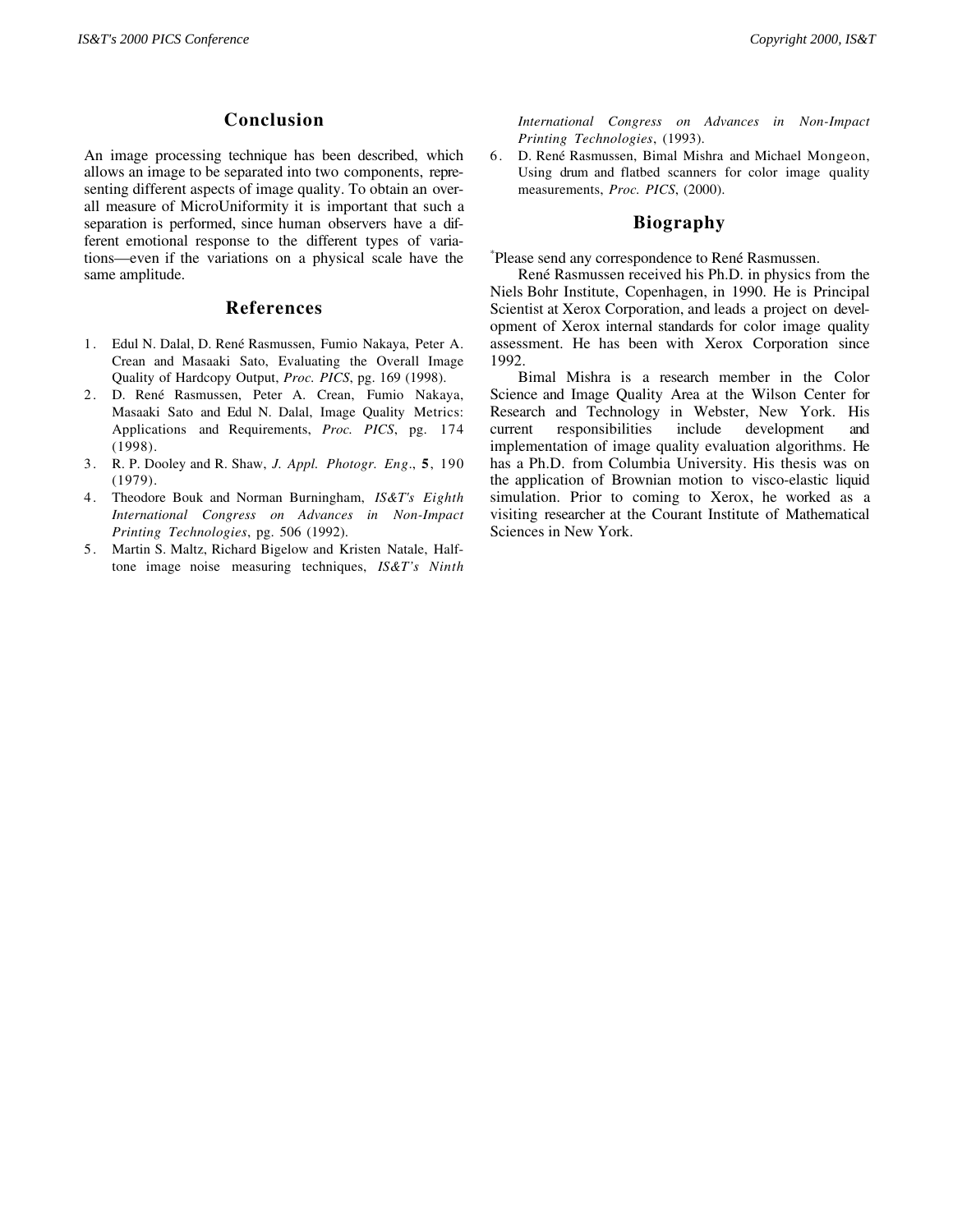## Conclusion

An image processing technique has been described, which allows an image to be separated into two components, representing different aspects of image quality. To obtain an overall measure of MicroUniformity it is important that such a separation is performed, since human observers have a different emotional response to the different types of variations—even if the variations on a physical scale have the same amplitude.

## References

1. Edul N. Dalal, D. René Rasmussen, Fumio Nakaya, Peter A. Crean and Masaaki Sato, Evaluating the Overall Image Quality of Hardcopy Output, *Proc. PICS*, pg. 169 (1998).
2. D. René Rasmussen, Peter A. Crean, Fumio Nakaya, Masaaki Sato and Edul N. Dalal, Image Quality Metrics: Applications and Requirements, *Proc. PICS*, pg. 174 (1998).
3. R. P. Dooley and R. Shaw, *J. Appl. Photogr. Eng*., **5**, 190 (1979).
4. Theodore Bouk and Norman Burningham, *IS&T's Eighth International Congress on Advances in Non-Impact Printing Technologies*, pg. 506 (1992).
5. Martin S. Maltz, Richard Bigelow and Kristen Natale, Halftone image noise measuring techniques, *IS&T's Ninth International Congress on Advances in Non-Impact Printing Technologies*, (1993).
6. D. René Rasmussen, Bimal Mishra and Michael Mongeon, Using drum and flatbed scanners for color image quality measurements, *Proc. PICS*, (2000).

## Biography

*Please send any correspondence to René Rasmussen.

René Rasmussen received his Ph.D. in physics from the Niels Bohr Institute, Copenhagen, in 1990. He is Principal Scientist at Xerox Corporation, and leads a project on development of Xerox internal standards for color image quality assessment. He has been with Xerox Corporation since 1992.

Bimal Mishra is a research member in the Color Science and Image Quality Area at the Wilson Center for Research and Technology in Webster, New York. His current responsibilities include development and implementation of image quality evaluation algorithms. He has a Ph.D. from Columbia University. His thesis was on the application of Brownian motion to visco-elastic liquid simulation. Prior to coming to Xerox, he worked as a visiting researcher at the Courant Institute of Mathematical Sciences in New York.